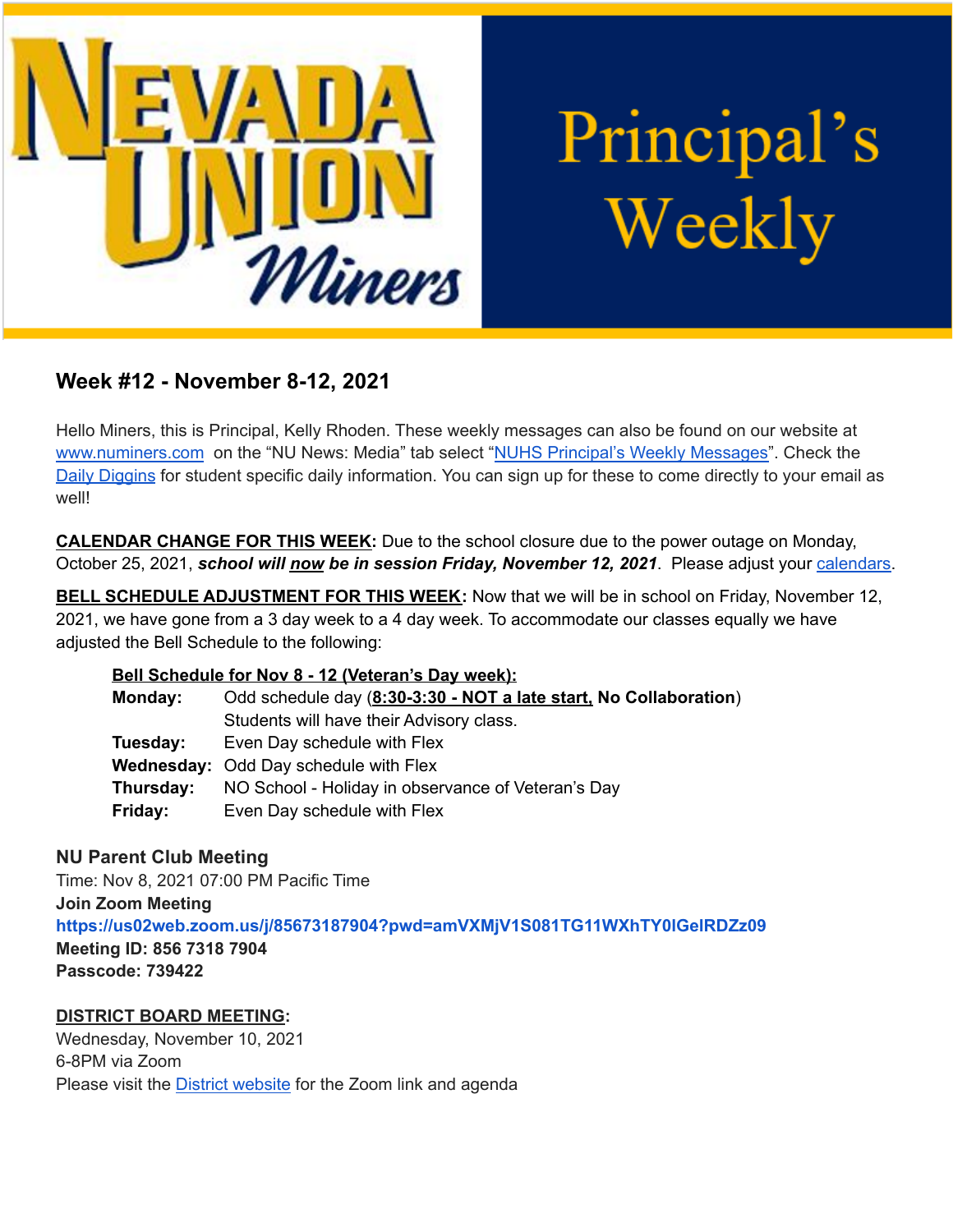# Nevada Union Miners — Principal's Weekly

## Week #12 - November 8-12, 2021

Hello Miners, this is Principal, Kelly Rhoden. These weekly messages can also be found on our website at [www.numiners.com](www.numiners.com) on the "NU News: Media" tab select "NUHS Principal's Weekly Messages". Check the Daily Diggins for student specific daily information. You can sign up for these to come directly to your email as well!

**CALENDAR CHANGE FOR THIS WEEK:** Due to the school closure due to the power outage on Monday, October 25, 2021, ***school will now be in session Friday, November 12, 2021***. Please adjust your calendars.

**BELL SCHEDULE ADJUSTMENT FOR THIS WEEK:** Now that we will be in school on Friday, November 12, 2021, we have gone from a 3 day week to a 4 day week. To accommodate our classes equally we have adjusted the Bell Schedule to the following:

**Bell Schedule for Nov 8 - 12 (Veteran's Day week):**

**Monday:** Odd schedule day (**8:30-3:30 - NOT a late start, No Collaboration**) Students will have their Advisory class.
**Tuesday:** Even Day schedule with Flex
**Wednesday:** Odd Day schedule with Flex
**Thursday:** NO School - Holiday in observance of Veteran's Day
**Friday:** Even Day schedule with Flex

**NU Parent Club Meeting**
Time: Nov 8, 2021 07:00 PM Pacific Time
**Join Zoom Meeting**
**https://us02web.zoom.us/j/85673187904?pwd=amVXMjV1S081TG11WXhTY0lGelRDZz09**
**Meeting ID: 856 7318 7904**
**Passcode: 739422**

**DISTRICT BOARD MEETING:**
Wednesday, November 10, 2021
6-8PM via Zoom
Please visit the District website for the Zoom link and agenda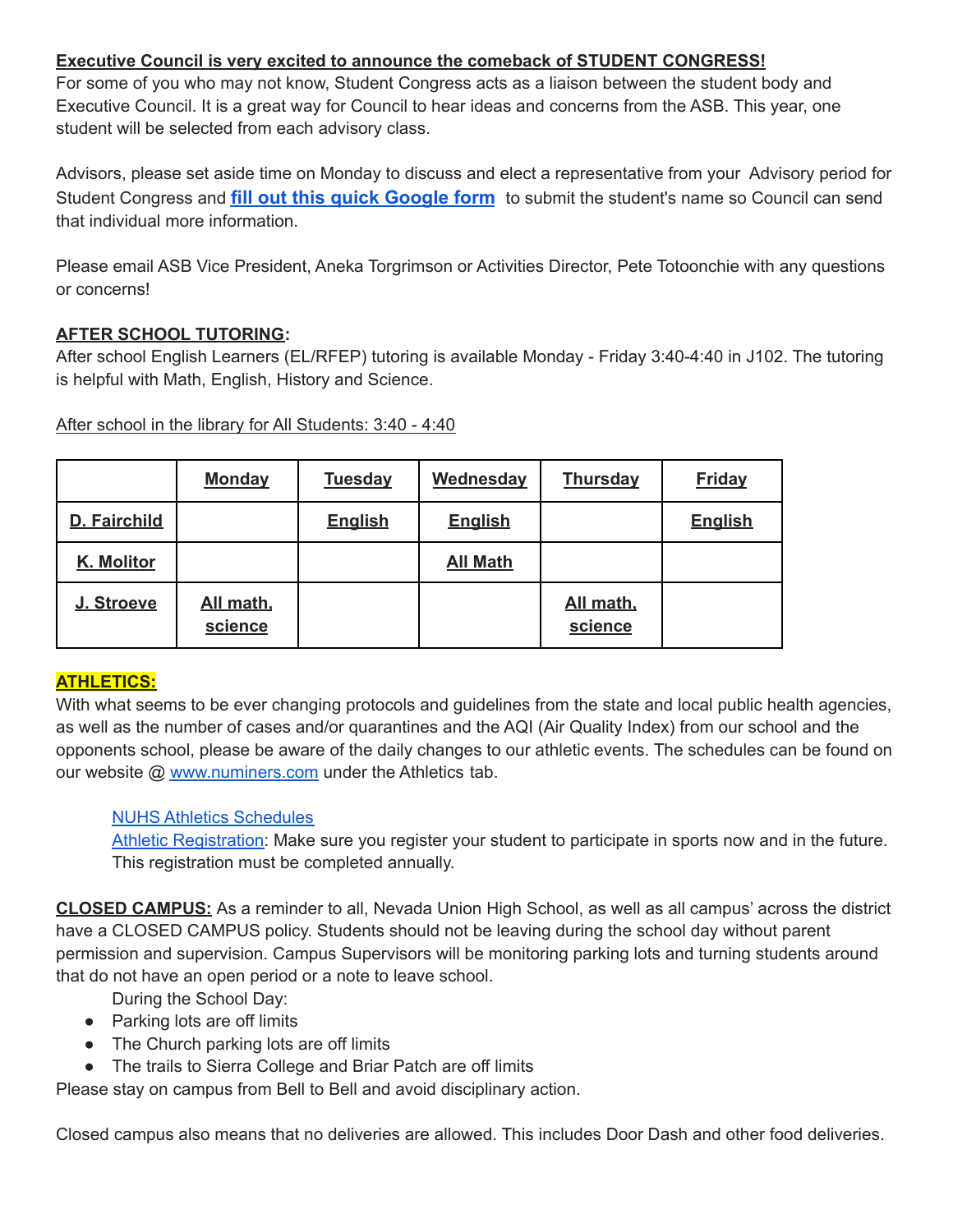**Executive Council is very excited to announce the comeback of STUDENT CONGRESS!**

For some of you who may not know, Student Congress acts as a liaison between the student body and Executive Council. It is a great way for Council to hear ideas and concerns from the ASB. This year, one student will be selected from each advisory class.

Advisors, please set aside time on Monday to discuss and elect a representative from your Advisory period for Student Congress and **fill out this quick Google form** to submit the student's name so Council can send that individual more information.

Please email ASB Vice President, Aneka Torgrimson or Activities Director, Pete Totoonchie with any questions or concerns!

**AFTER SCHOOL TUTORING:**

After school English Learners (EL/RFEP) tutoring is available Monday - Friday 3:40-4:40 in J102. The tutoring is helpful with Math, English, History and Science.

After school in the library for All Students: 3:40 - 4:40

| | **Monday** | **Tuesday** | **Wednesday** | **Thursday** | **Friday** |
|---|---|---|---|---|---|
| **D. Fairchild** | | **English** | **English** | | **English** |
| **K. Molitor** | | | **All Math** | | |
| **J. Stroeve** | **All math, science** | | | **All math, science** | |

**ATHLETICS:**

With what seems to be ever changing protocols and guidelines from the state and local public health agencies, as well as the number of cases and/or quarantines and the AQI (Air Quality Index) from our school and the opponents school, please be aware of the daily changes to our athletic events. The schedules can be found on our website @ www.numiners.com under the Athletics tab.

NUHS Athletics Schedules

Athletic Registration: Make sure you register your student to participate in sports now and in the future. This registration must be completed annually.

**CLOSED CAMPUS:** As a reminder to all, Nevada Union High School, as well as all campus' across the district have a CLOSED CAMPUS policy. Students should not be leaving during the school day without parent permission and supervision. Campus Supervisors will be monitoring parking lots and turning students around that do not have an open period or a note to leave school.

During the School Day:

- Parking lots are off limits
- The Church parking lots are off limits
- The trails to Sierra College and Briar Patch are off limits

Please stay on campus from Bell to Bell and avoid disciplinary action.

Closed campus also means that no deliveries are allowed. This includes Door Dash and other food deliveries.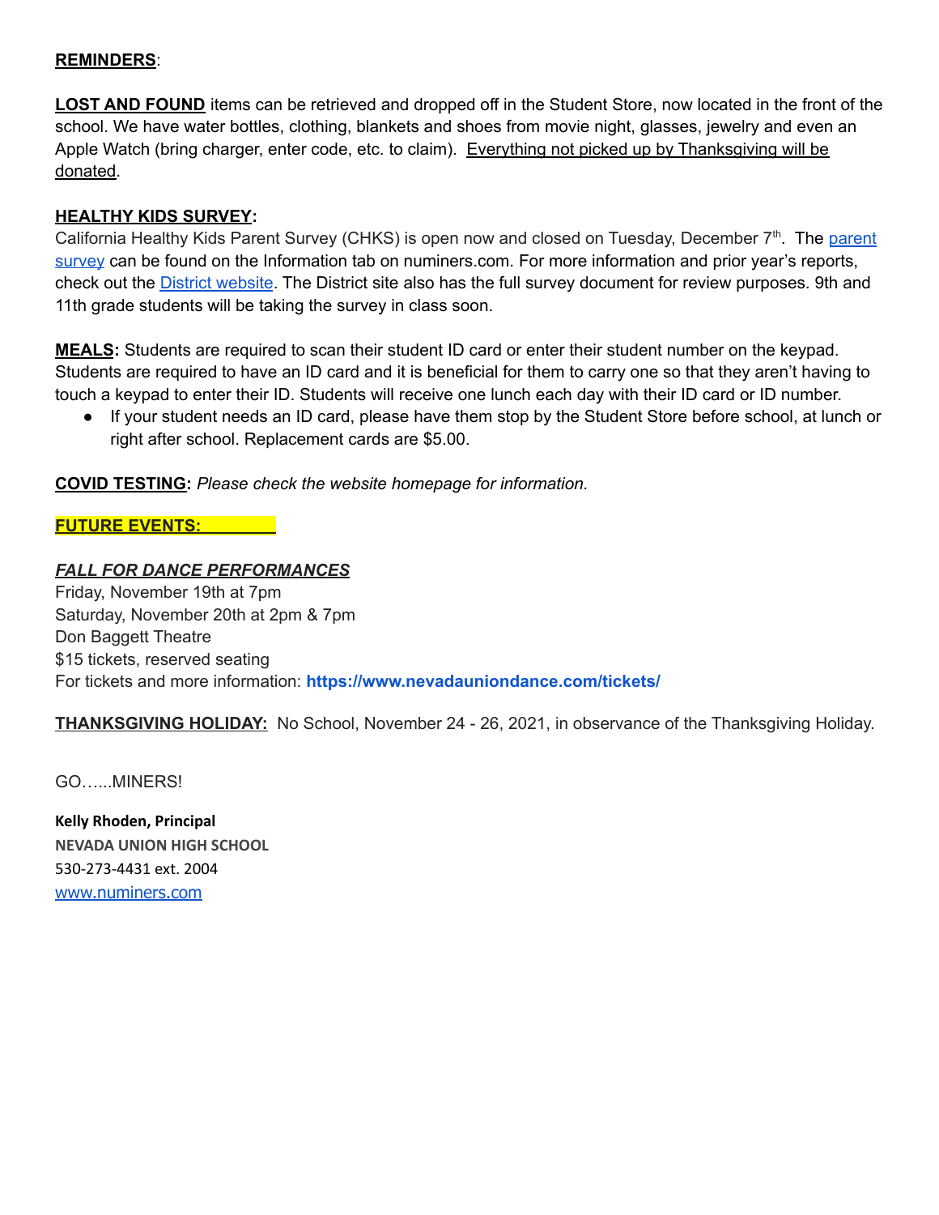**REMINDERS**:

**LOST AND FOUND** items can be retrieved and dropped off in the Student Store, now located in the front of the school. We have water bottles, clothing, blankets and shoes from movie night, glasses, jewelry and even an Apple Watch (bring charger, enter code, etc. to claim). Everything not picked up by Thanksgiving will be donated.

**HEALTHY KIDS SURVEY:**
California Healthy Kids Parent Survey (CHKS) is open now and closed on Tuesday, December 7th. The parent survey can be found on the Information tab on numiners.com. For more information and prior year's reports, check out the District website. The District site also has the full survey document for review purposes. 9th and 11th grade students will be taking the survey in class soon.

**MEALS:** Students are required to scan their student ID card or enter their student number on the keypad. Students are required to have an ID card and it is beneficial for them to carry one so that they aren't having to touch a keypad to enter their ID. Students will receive one lunch each day with their ID card or ID number.

- If your student needs an ID card, please have them stop by the Student Store before school, at lunch or right after school. Replacement cards are $5.00.

**COVID TESTING:** *Please check the website homepage for information.*

**FUTURE EVENTS:**

***FALL FOR DANCE PERFORMANCES***
Friday, November 19th at 7pm
Saturday, November 20th at 2pm & 7pm
Don Baggett Theatre
$15 tickets, reserved seating
For tickets and more information: **https://www.nevadauniondance.com/tickets/**

**THANKSGIVING HOLIDAY:** No School, November 24 - 26, 2021, in observance of the Thanksgiving Holiday.

GO…...MINERS!

**Kelly Rhoden, Principal**
NEVADA UNION HIGH SCHOOL
530-273-4431 ext. 2004
www.numiners.com